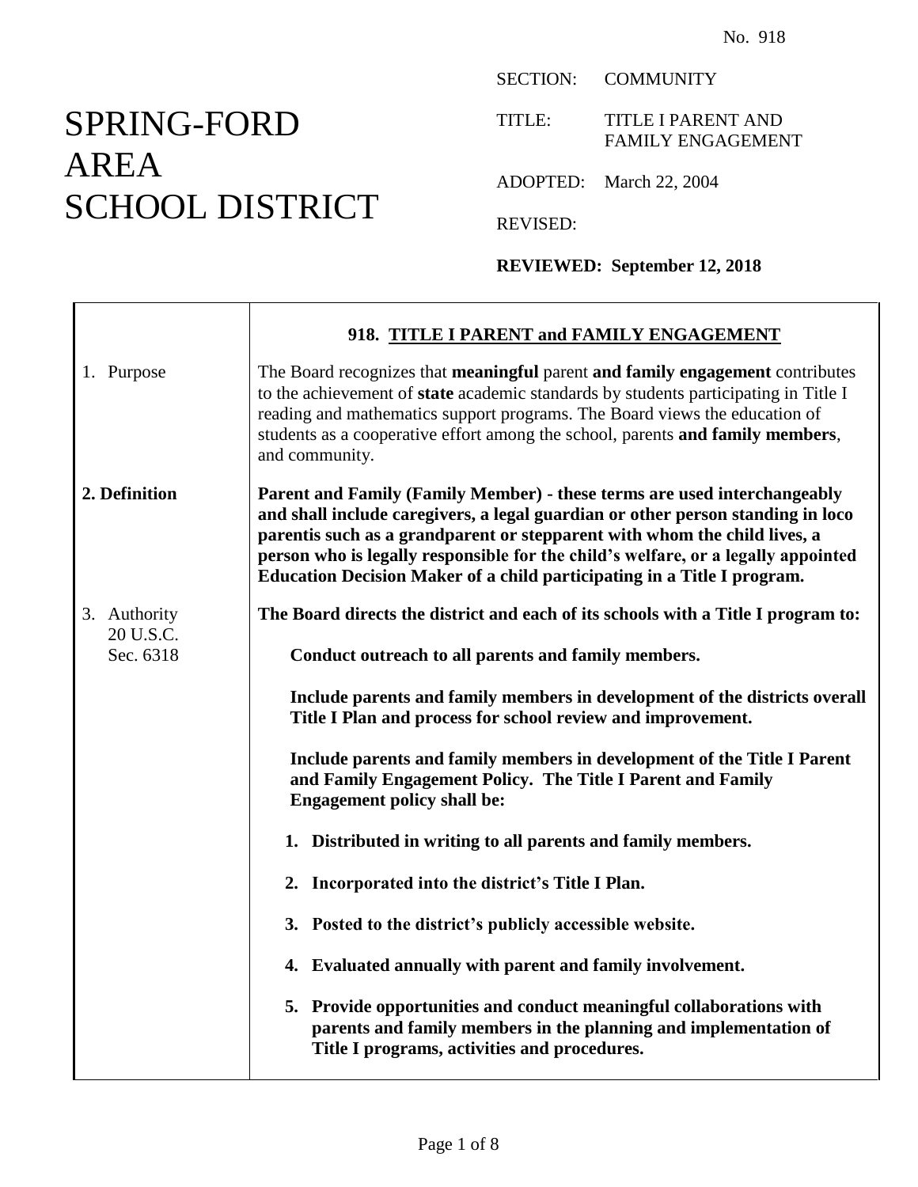No. 918

# SPRING-FORD AREA SCHOOL DISTRICT

SECTION: COMMUNITY

TITLE: TITLE I PARENT AND FAMILY ENGAGEMENT

ADOPTED: March 22, 2004

REVISED:

**REVIEWED: September 12, 2018**

## 918. TITLE I PARENT and FAMILY ENGAGEMENT

**1. Purpose**

The Board recognizes that **meaningful** parent **and family engagement** contributes to the achievement of **state** academic standards by students participating in Title I reading and mathematics support programs. The Board views the education of students as a cooperative effort among the school, parents **and family members**, and community.

**2. Definition**

**Parent and Family (Family Member) - these terms are used interchangeably and shall include caregivers, a legal guardian or other person standing in loco parentis such as a grandparent or stepparent with whom the child lives, a person who is legally responsible for the child's welfare, or a legally appointed Education Decision Maker of a child participating in a Title I program.**

**3. Authority**
20 U.S.C.
Sec. 6318

**The Board directs the district and each of its schools with a Title I program to:**

**Conduct outreach to all parents and family members.**

**Include parents and family members in development of the districts overall Title I Plan and process for school review and improvement.**

**Include parents and family members in development of the Title I Parent and Family Engagement Policy. The Title I Parent and Family Engagement policy shall be:**

1. **Distributed in writing to all parents and family members.**
2. **Incorporated into the district's Title I Plan.**
3. **Posted to the district's publicly accessible website.**
4. **Evaluated annually with parent and family involvement.**
5. **Provide opportunities and conduct meaningful collaborations with parents and family members in the planning and implementation of Title I programs, activities and procedures.**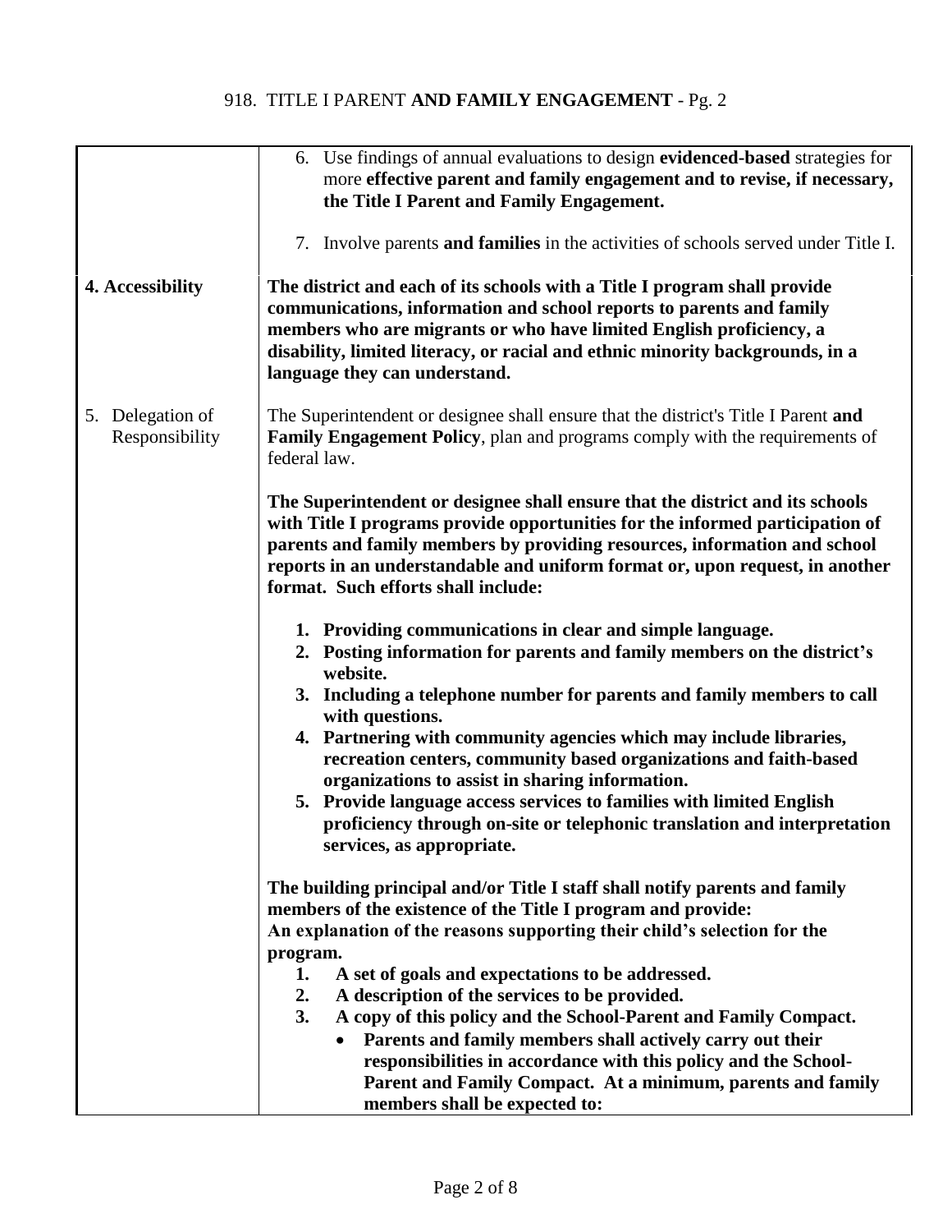| | |
|---|---|
| | 6. Use findings of annual evaluations to design **evidenced-based** strategies for more **effective parent and family engagement and to revise, if necessary, the Title I Parent and Family Engagement.**<br><br>7. Involve parents **and families** in the activities of schools served under Title I. |
| **4. Accessibility** | **The district and each of its schools with a Title I program shall provide communications, information and school reports to parents and family members who are migrants or who have limited English proficiency, a disability, limited literacy, or racial and ethnic minority backgrounds, in a language they can understand.** |
| 5. Delegation of Responsibility | The Superintendent or designee shall ensure that the district's Title I Parent **and Family Engagement Policy**, plan and programs comply with the requirements of federal law.<br><br>**The Superintendent or designee shall ensure that the district and its schools with Title I programs provide opportunities for the informed participation of parents and family members by providing resources, information and school reports in an understandable and uniform format or, upon request, in another format. Such efforts shall include:**<br><br>**1. Providing communications in clear and simple language.**<br>**2. Posting information for parents and family members on the district's website.**<br>**3. Including a telephone number for parents and family members to call with questions.**<br>**4. Partnering with community agencies which may include libraries, recreation centers, community based organizations and faith-based organizations to assist in sharing information.**<br>**5. Provide language access services to families with limited English proficiency through on-site or telephonic translation and interpretation services, as appropriate.**<br><br>**The building principal and/or Title I staff shall notify parents and family members of the existence of the Title I program and provide:**<br>**An explanation of the reasons supporting their child's selection for the program.**<br>**1. A set of goals and expectations to be addressed.**<br>**2. A description of the services to be provided.**<br>**3. A copy of this policy and the School-Parent and Family Compact.**<br>• **Parents and family members shall actively carry out their responsibilities in accordance with this policy and the School-Parent and Family Compact. At a minimum, parents and family members shall be expected to:** |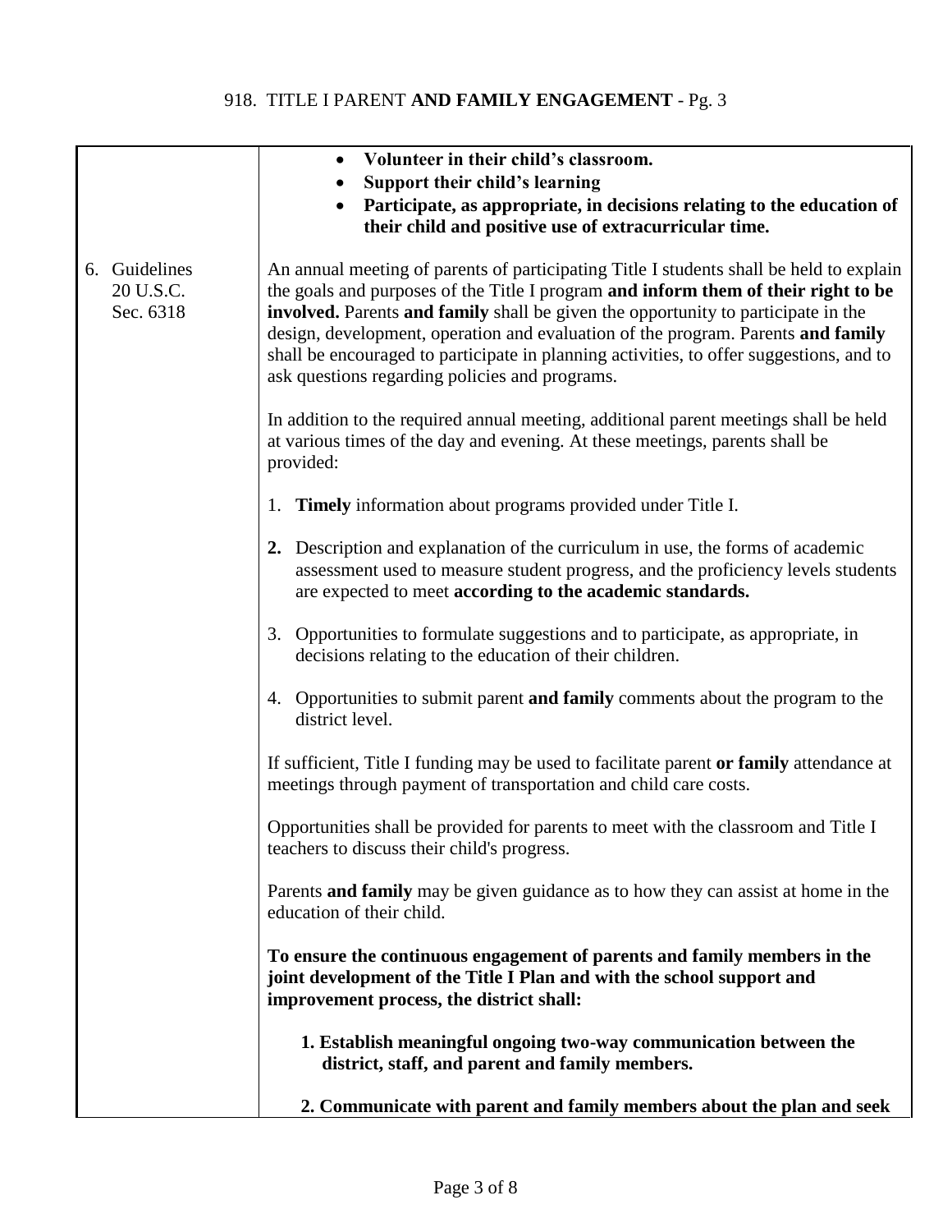- **Volunteer in their child's classroom.**
- **Support their child's learning**
- **Participate, as appropriate, in decisions relating to the education of their child and positive use of extracurricular time.**

6. Guidelines
20 U.S.C.
Sec. 6318

An annual meeting of parents of participating Title I students shall be held to explain the goals and purposes of the Title I program **and inform them of their right to be involved.** Parents **and family** shall be given the opportunity to participate in the design, development, operation and evaluation of the program. Parents **and family** shall be encouraged to participate in planning activities, to offer suggestions, and to ask questions regarding policies and programs.

In addition to the required annual meeting, additional parent meetings shall be held at various times of the day and evening. At these meetings, parents shall be provided:

1. **Timely** information about programs provided under Title I.

2. Description and explanation of the curriculum in use, the forms of academic assessment used to measure student progress, and the proficiency levels students are expected to meet **according to the academic standards.**

3. Opportunities to formulate suggestions and to participate, as appropriate, in decisions relating to the education of their children.

4. Opportunities to submit parent **and family** comments about the program to the district level.

If sufficient, Title I funding may be used to facilitate parent **or family** attendance at meetings through payment of transportation and child care costs.

Opportunities shall be provided for parents to meet with the classroom and Title I teachers to discuss their child's progress.

Parents **and family** may be given guidance as to how they can assist at home in the education of their child.

**To ensure the continuous engagement of parents and family members in the joint development of the Title I Plan and with the school support and improvement process, the district shall:**

**1. Establish meaningful ongoing two-way communication between the district, staff, and parent and family members.**

**2. Communicate with parent and family members about the plan and seek**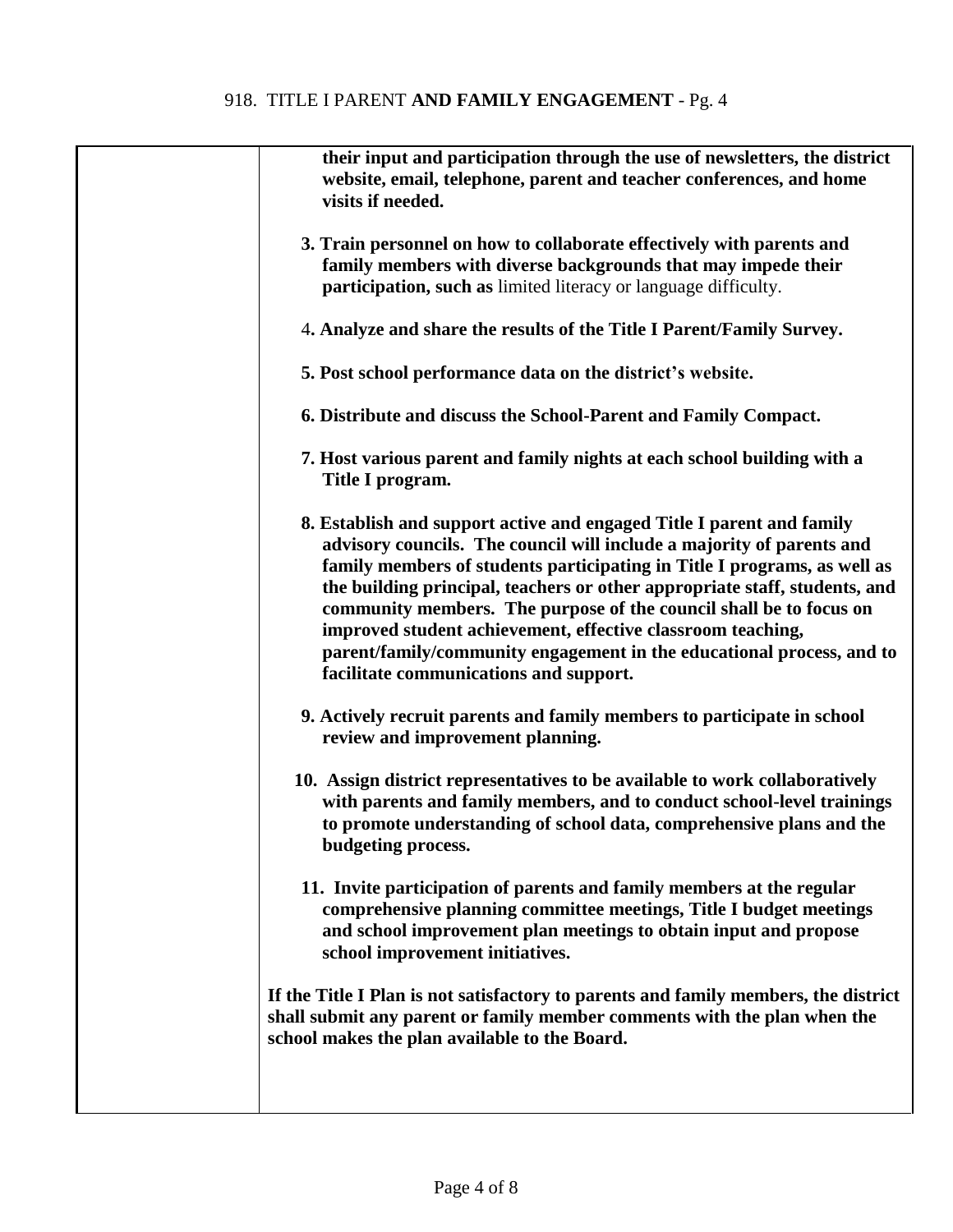**their input and participation through the use of newsletters, the district website, email, telephone, parent and teacher conferences, and home visits if needed.**

3. **Train personnel on how to collaborate effectively with parents and family members with diverse backgrounds that may impede their participation, such as** limited literacy or language difficulty.

4. **Analyze and share the results of the Title I Parent/Family Survey.**

5. **Post school performance data on the district's website.**

6. **Distribute and discuss the School-Parent and Family Compact.**

7. **Host various parent and family nights at each school building with a Title I program.**

8. **Establish and support active and engaged Title I parent and family advisory councils. The council will include a majority of parents and family members of students participating in Title I programs, as well as the building principal, teachers or other appropriate staff, students, and community members. The purpose of the council shall be to focus on improved student achievement, effective classroom teaching, parent/family/community engagement in the educational process, and to facilitate communications and support.**

9. **Actively recruit parents and family members to participate in school review and improvement planning.**

10. **Assign district representatives to be available to work collaboratively with parents and family members, and to conduct school-level trainings to promote understanding of school data, comprehensive plans and the budgeting process.**

11. **Invite participation of parents and family members at the regular comprehensive planning committee meetings, Title I budget meetings and school improvement plan meetings to obtain input and propose school improvement initiatives.**

**If the Title I Plan is not satisfactory to parents and family members, the district shall submit any parent or family member comments with the plan when the school makes the plan available to the Board.**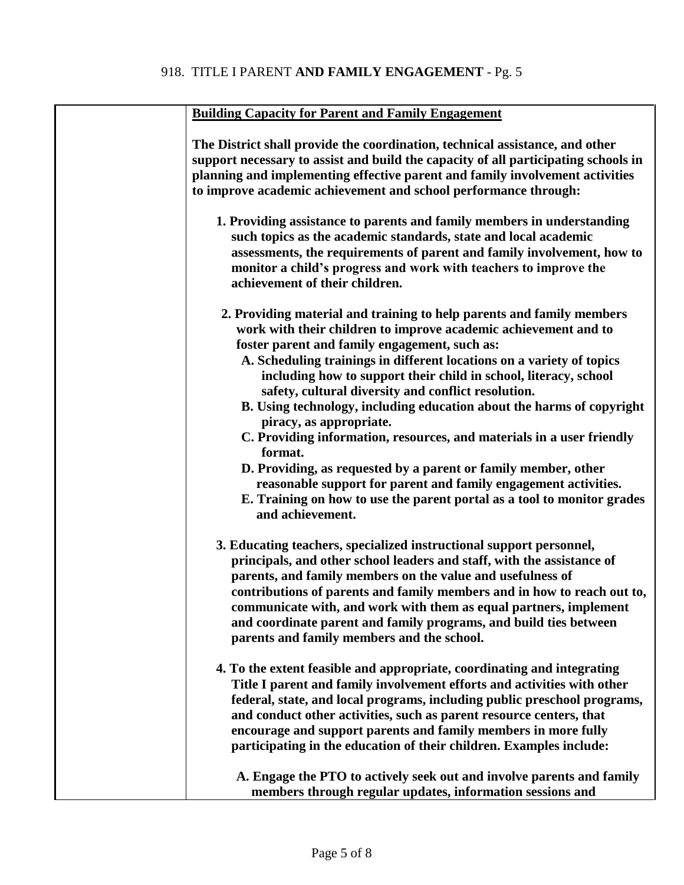**Building Capacity for Parent and Family Engagement**

**The District shall provide the coordination, technical assistance, and other support necessary to assist and build the capacity of all participating schools in planning and implementing effective parent and family involvement activities to improve academic achievement and school performance through:**

1. **Providing assistance to parents and family members in understanding such topics as the academic standards, state and local academic assessments, the requirements of parent and family involvement, how to monitor a child's progress and work with teachers to improve the achievement of their children.**

2. **Providing material and training to help parents and family members work with their children to improve academic achievement and to foster parent and family engagement, such as:**
   - **A. Scheduling trainings in different locations on a variety of topics including how to support their child in school, literacy, school safety, cultural diversity and conflict resolution.**
   - **B. Using technology, including education about the harms of copyright piracy, as appropriate.**
   - **C. Providing information, resources, and materials in a user friendly format.**
   - **D. Providing, as requested by a parent or family member, other reasonable support for parent and family engagement activities.**
   - **E. Training on how to use the parent portal as a tool to monitor grades and achievement.**

3. **Educating teachers, specialized instructional support personnel, principals, and other school leaders and staff, with the assistance of parents, and family members on the value and usefulness of contributions of parents and family members and in how to reach out to, communicate with, and work with them as equal partners, implement and coordinate parent and family programs, and build ties between parents and family members and the school.**

4. **To the extent feasible and appropriate, coordinating and integrating Title I parent and family involvement efforts and activities with other federal, state, and local programs, including public preschool programs, and conduct other activities, such as parent resource centers, that encourage and support parents and family members in more fully participating in the education of their children. Examples include:**
   - **A. Engage the PTO to actively seek out and involve parents and family members through regular updates, information sessions and**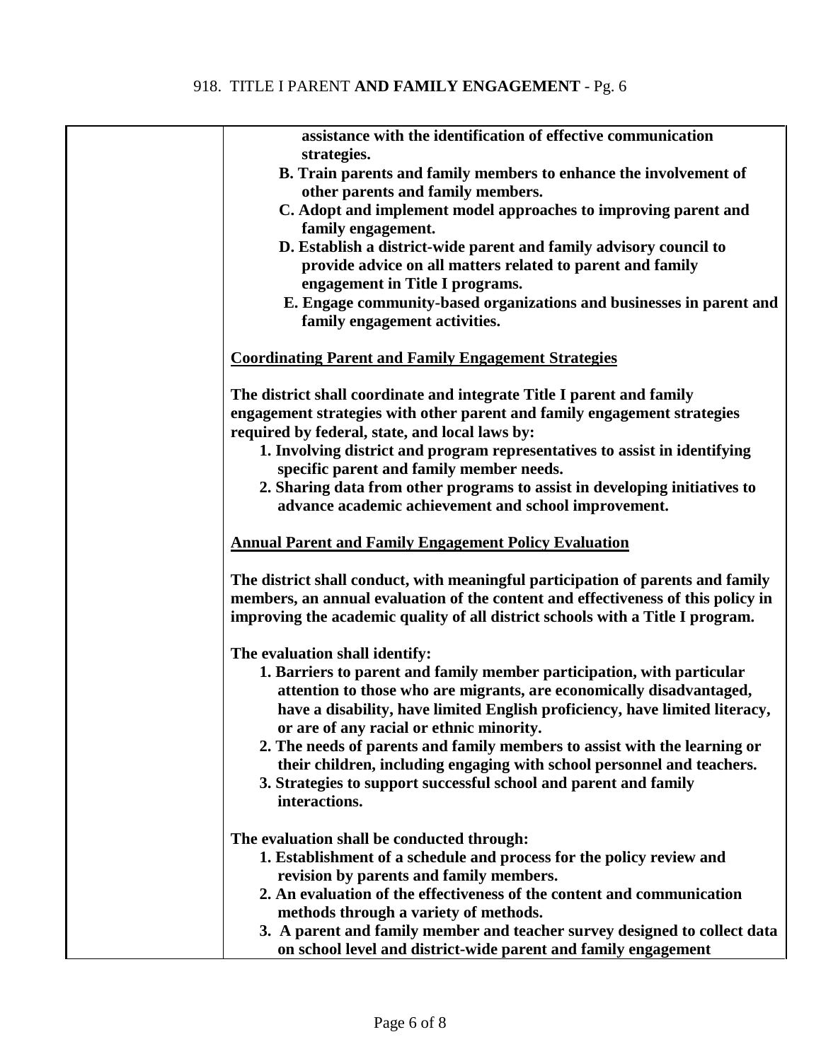**assistance with the identification of effective communication strategies.**

**B. Train parents and family members to enhance the involvement of other parents and family members.**

**C. Adopt and implement model approaches to improving parent and family engagement.**

**D. Establish a district-wide parent and family advisory council to provide advice on all matters related to parent and family engagement in Title I programs.**

**E. Engage community-based organizations and businesses in parent and family engagement activities.**

**<u>Coordinating Parent and Family Engagement Strategies</u>**

**The district shall coordinate and integrate Title I parent and family engagement strategies with other parent and family engagement strategies required by federal, state, and local laws by:**

1. **Involving district and program representatives to assist in identifying specific parent and family member needs.**
2. **Sharing data from other programs to assist in developing initiatives to advance academic achievement and school improvement.**

**<u>Annual Parent and Family Engagement Policy Evaluation</u>**

**The district shall conduct, with meaningful participation of parents and family members, an annual evaluation of the content and effectiveness of this policy in improving the academic quality of all district schools with a Title I program.**

**The evaluation shall identify:**

1. **Barriers to parent and family member participation, with particular attention to those who are migrants, are economically disadvantaged, have a disability, have limited English proficiency, have limited literacy, or are of any racial or ethnic minority.**
2. **The needs of parents and family members to assist with the learning or their children, including engaging with school personnel and teachers.**
3. **Strategies to support successful school and parent and family interactions.**

**The evaluation shall be conducted through:**

1. **Establishment of a schedule and process for the policy review and revision by parents and family members.**
2. **An evaluation of the effectiveness of the content and communication methods through a variety of methods.**
3. **A parent and family member and teacher survey designed to collect data on school level and district-wide parent and family engagement**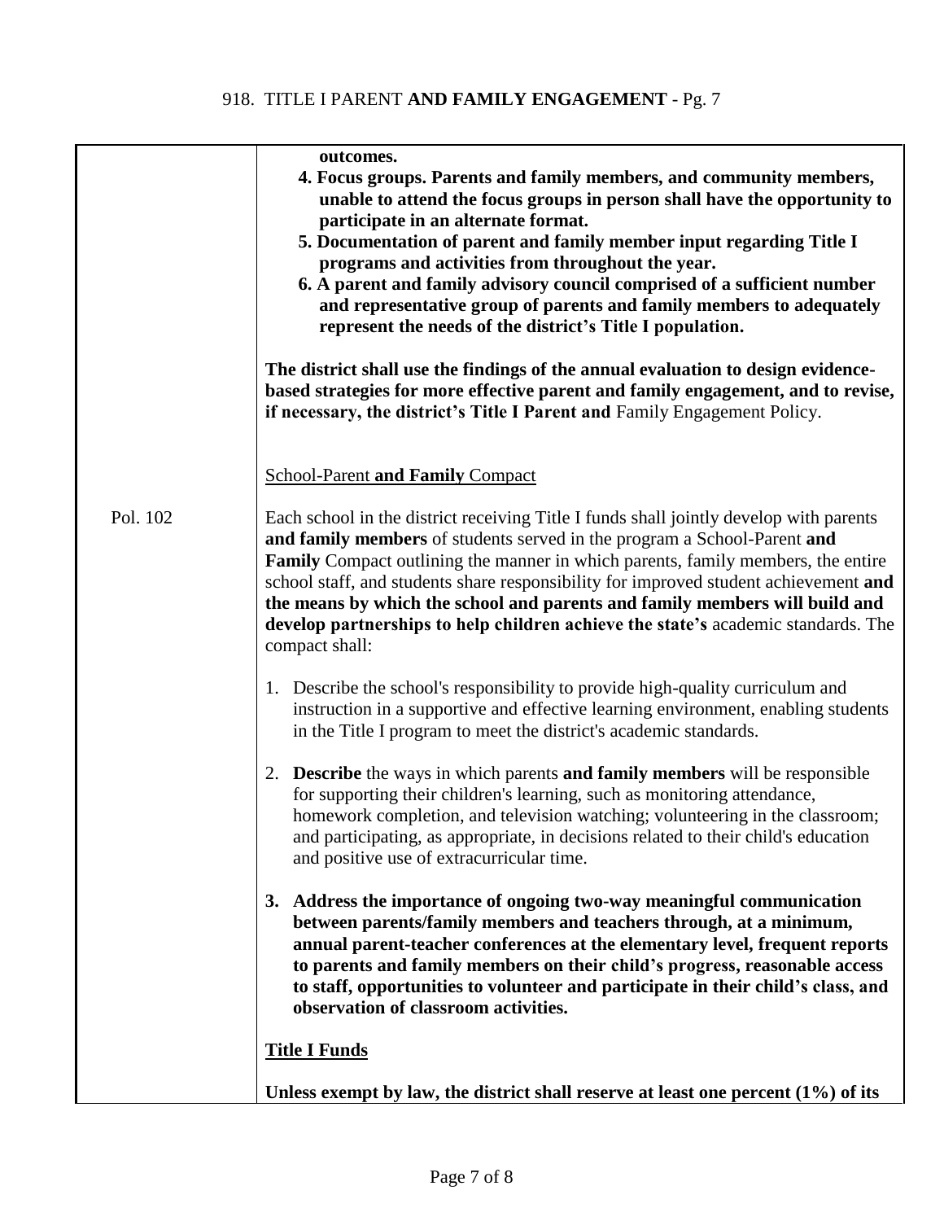**outcomes.**

**4. Focus groups. Parents and family members, and community members, unable to attend the focus groups in person shall have the opportunity to participate in an alternate format.**

**5. Documentation of parent and family member input regarding Title I programs and activities from throughout the year.**

**6. A parent and family advisory council comprised of a sufficient number and representative group of parents and family members to adequately represent the needs of the district's Title I population.**

**The district shall use the findings of the annual evaluation to design evidence-based strategies for more effective parent and family engagement, and to revise, if necessary, the district's Title I Parent and** Family Engagement Policy.

<u>School-Parent **and Family** Compact</u>

Pol. 102

Each school in the district receiving Title I funds shall jointly develop with parents **and family members** of students served in the program a School-Parent **and Family** Compact outlining the manner in which parents, family members, the entire school staff, and students share responsibility for improved student achievement **and the means by which the school and parents and family members will build and develop partnerships to help children achieve the state's** academic standards. The compact shall:

1. Describe the school's responsibility to provide high-quality curriculum and instruction in a supportive and effective learning environment, enabling students in the Title I program to meet the district's academic standards.

2. **Describe** the ways in which parents **and family members** will be responsible for supporting their children's learning, such as monitoring attendance, homework completion, and television watching; volunteering in the classroom; and participating, as appropriate, in decisions related to their child's education and positive use of extracurricular time.

3. **Address the importance of ongoing two-way meaningful communication between parents/family members and teachers through, at a minimum, annual parent-teacher conferences at the elementary level, frequent reports to parents and family members on their child's progress, reasonable access to staff, opportunities to volunteer and participate in their child's class, and observation of classroom activities.**

<u>**Title I Funds**</u>

**Unless exempt by law, the district shall reserve at least one percent (1%) of its**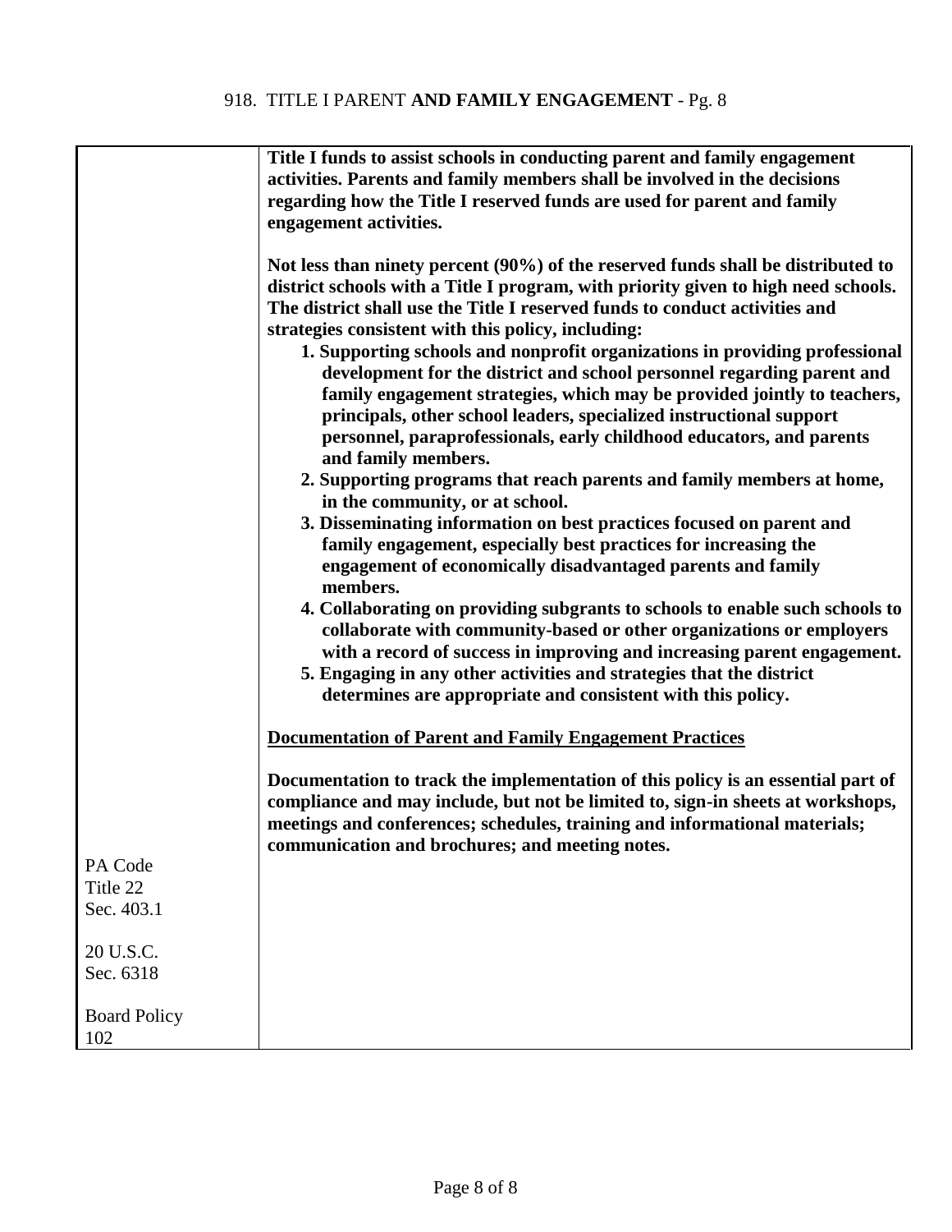**Title I funds to assist schools in conducting parent and family engagement activities. Parents and family members shall be involved in the decisions regarding how the Title I reserved funds are used for parent and family engagement activities.**

**Not less than ninety percent (90%) of the reserved funds shall be distributed to district schools with a Title I program, with priority given to high need schools. The district shall use the Title I reserved funds to conduct activities and strategies consistent with this policy, including:**

1. **Supporting schools and nonprofit organizations in providing professional development for the district and school personnel regarding parent and family engagement strategies, which may be provided jointly to teachers, principals, other school leaders, specialized instructional support personnel, paraprofessionals, early childhood educators, and parents and family members.**
2. **Supporting programs that reach parents and family members at home, in the community, or at school.**
3. **Disseminating information on best practices focused on parent and family engagement, especially best practices for increasing the engagement of economically disadvantaged parents and family members.**
4. **Collaborating on providing subgrants to schools to enable such schools to collaborate with community-based or other organizations or employers with a record of success in improving and increasing parent engagement.**
5. **Engaging in any other activities and strategies that the district determines are appropriate and consistent with this policy.**

**Documentation of Parent and Family Engagement Practices**

**Documentation to track the implementation of this policy is an essential part of compliance and may include, but not be limited to, sign-in sheets at workshops, meetings and conferences; schedules, training and informational materials; communication and brochures; and meeting notes.**

PA Code
Title 22
Sec. 403.1

20 U.S.C.
Sec. 6318

Board Policy
102